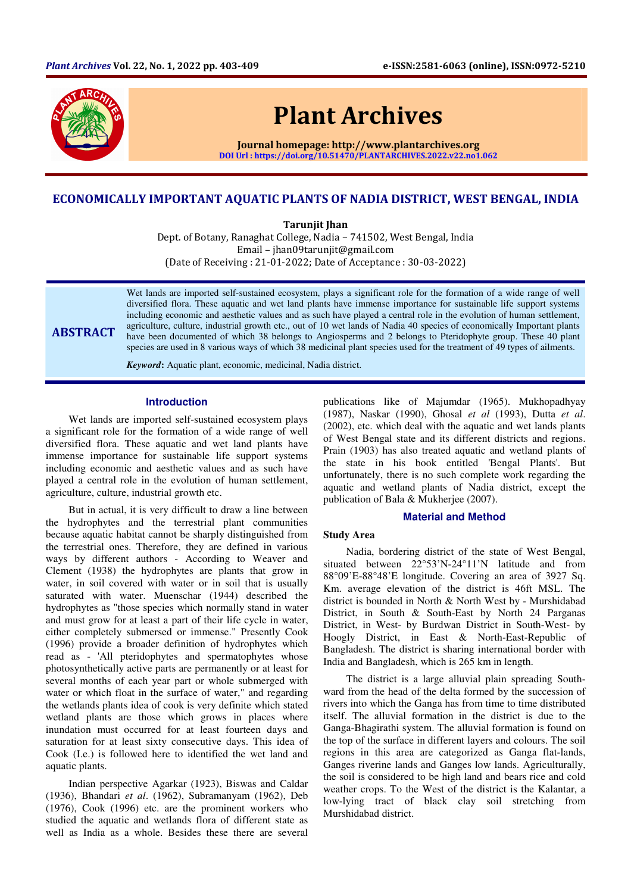# ECONOMICALLY IMPORTANT AQUATIC PLANTS OF NADIA DISTRICT, WEST BENGAL, INDIA

**Tarunjit Jhan**

Dept. of Botany, Ranaghat College, Nadia – 741502, West Bengal, India
Email – jhan09tarunjit@gmail.com
(Date of Receiving : 21-01-2022; Date of Acceptance : 30-03-2022)

## ABSTRACT

Wet lands are imported self-sustained ecosystem, plays a significant role for the formation of a wide range of well diversified flora. These aquatic and wet land plants have immense importance for sustainable life support systems including economic and aesthetic values and as such have played a central role in the evolution of human settlement, agriculture, culture, industrial growth etc., out of 10 wet lands of Nadia 40 species of economically Important plants have been documented of which 38 belongs to Angiosperms and 2 belongs to Pteridophyte group. These 40 plant species are used in 8 various ways of which 38 medicinal plant species used for the treatment of 49 types of ailments.

***Keyword*:** Aquatic plant, economic, medicinal, Nadia district.

## Introduction

Wet lands are imported self-sustained ecosystem plays a significant role for the formation of a wide range of well diversified flora. These aquatic and wet land plants have immense importance for sustainable life support systems including economic and aesthetic values and as such have played a central role in the evolution of human settlement, agriculture, culture, industrial growth etc.

But in actual, it is very difficult to draw a line between the hydrophytes and the terrestrial plant communities because aquatic habitat cannot be sharply distinguished from the terrestrial ones. Therefore, they are defined in various ways by different authors - According to Weaver and Clement (1938) the hydrophytes are plants that grow in water, in soil covered with water or in soil that is usually saturated with water. Muenschar (1944) described the hydrophytes as "those species which normally stand in water and must grow for at least a part of their life cycle in water, either completely submersed or immense." Presently Cook (1996) provide a broader definition of hydrophytes which read as - 'All pteridophytes and spermatophytes whose photosynthetically active parts are permanently or at least for several months of each year part or whole submerged with water or which float in the surface of water," and regarding the wetlands plants idea of cook is very definite which stated wetland plants are those which grows in places where inundation must occurred for at least fourteen days and saturation for at least sixty consecutive days. This idea of Cook (I.e.) is followed here to identified the wet land and aquatic plants.

Indian perspective Agarkar (1923), Biswas and Caldar (1936), Bhandari *et al*. (1962), Subramanyam (1962), Deb (1976), Cook (1996) etc. are the prominent workers who studied the aquatic and wetlands flora of different state as well as India as a whole. Besides these there are several publications like of Majumdar (1965). Mukhopadhyay (1987), Naskar (1990), Ghosal *et al* (1993), Dutta *et al*. (2002), etc. which deal with the aquatic and wet lands plants of West Bengal state and its different districts and regions. Prain (1903) has also treated aquatic and wetland plants of the state in his book entitled 'Bengal Plants'. But unfortunately, there is no such complete work regarding the aquatic and wetland plants of Nadia district, except the publication of Bala & Mukherjee (2007).

## Material and Method

### Study Area

Nadia, bordering district of the state of West Bengal, situated between 22°53'N-24°11'N latitude and from 88°09'E-88°48'E longitude. Covering an area of 3927 Sq. Km. average elevation of the district is 46ft MSL. The district is bounded in North & North West by - Murshidabad District, in South & South-East by North 24 Parganas District, in West- by Burdwan District in South-West- by Hoogly District, in East & North-East-Republic of Bangladesh. The district is sharing international border with India and Bangladesh, which is 265 km in length.

The district is a large alluvial plain spreading South-ward from the head of the delta formed by the succession of rivers into which the Ganga has from time to time distributed itself. The alluvial formation in the district is due to the Ganga-Bhagirathi system. The alluvial formation is found on the top of the surface in different layers and colours. The soil regions in this area are categorized as Ganga flat-lands, Ganges riverine lands and Ganges low lands. Agriculturally, the soil is considered to be high land and bears rice and cold weather crops. To the West of the district is the Kalantar, a low-lying tract of black clay soil stretching from Murshidabad district.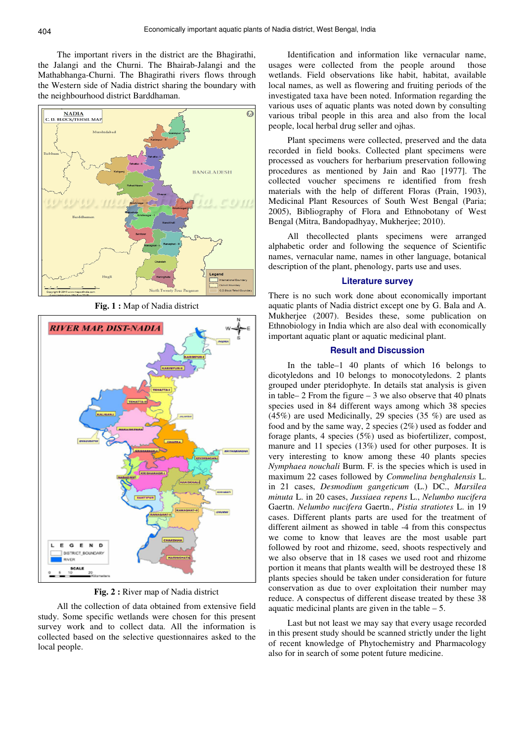The important rivers in the district are the Bhagirathi, the Jalangi and the Churni. The Bhairab-Jalangi and the Mathabhanga-Churni. The Bhagirathi rivers flows through the Western side of Nadia district sharing the boundary with the neighbourhood district Barddhaman.

**Fig. 1 :** Map of Nadia district

**Fig. 2 :** River map of Nadia district

All the collection of data obtained from extensive field study. Some specific wetlands were chosen for this present survey work and to collect data. All the information is collected based on the selective questionnaires asked to the local people.

Identification and information like vernacular name, usages were collected from the people around those wetlands. Field observations like habit, habitat, available local names, as well as flowering and fruiting periods of the investigated taxa have been noted. Information regarding the various uses of aquatic plants was noted down by consulting various tribal people in this area and also from the local people, local herbal drug seller and ojhas.

Plant specimens were collected, preserved and the data recorded in field books. Collected plant specimens were processed as vouchers for herbarium preservation following procedures as mentioned by Jain and Rao [1977]. The collected voucher specimens re identified from fresh materials with the help of different Floras (Prain, 1903), Medicinal Plant Resources of South West Bengal (Paria; 2005), Bibliography of Flora and Ethnobotany of West Bengal (Mitra, Bandopadhyay, Mukherjee; 2010).

All thecollected plants specimens were arranged alphabetic order and following the sequence of Scientific names, vernacular name, names in other language, botanical description of the plant, phenology, parts use and uses.

## Literature survey

There is no such work done about economically important aquatic plants of Nadia district except one by G. Bala and A. Mukherjee (2007). Besides these, some publication on Ethnobiology in India which are also deal with economically important aquatic plant or aquatic medicinal plant.

## Result and Discussion

In the table–1 40 plants of which 16 belongs to dicotyledons and 10 belongs to monocotyledons. 2 plants grouped under pteridophyte. In details stat analysis is given in table– 2 From the figure – 3 we also observe that 40 plnats species used in 84 different ways among which 38 species (45%) are used Medicinally, 29 species (35 %) are used as food and by the same way, 2 species (2%) used as fodder and forage plants, 4 species (5%) used as biofertilizer, compost, manure and 11 species (13%) used for other purposes. It is very interesting to know among these 40 plants species *Nymphaea nouchali* Burm. F. is the species which is used in maximum 22 cases followed by *Commelina benghalensis* L. in 21 cases, *Desmodium gangeticum* (L.) DC., *Marsilea minuta* L. in 20 cases, *Jussiaea repens* L., *Nelumbo nucifera* Gaertn. *Nelumbo nucifera* Gaertn., *Pistia stratiotes* L. in 19 cases. Different plants parts are used for the treatment of different ailment as showed in table -4 from this conspectus we come to know that leaves are the most usable part followed by root and rhizome, seed, shoots respectively and we also observe that in 18 cases we used root and rhizome portion it means that plants wealth will be destroyed these 18 plants species should be taken under consideration for future conservation as due to over exploitation their number may reduce. A conspectus of different disease treated by these 38 aquatic medicinal plants are given in the table – 5.

Last but not least we may say that every usage recorded in this present study should be scanned strictly under the light of recent knowledge of Phytochemistry and Pharmacology also for in search of some potent future medicine.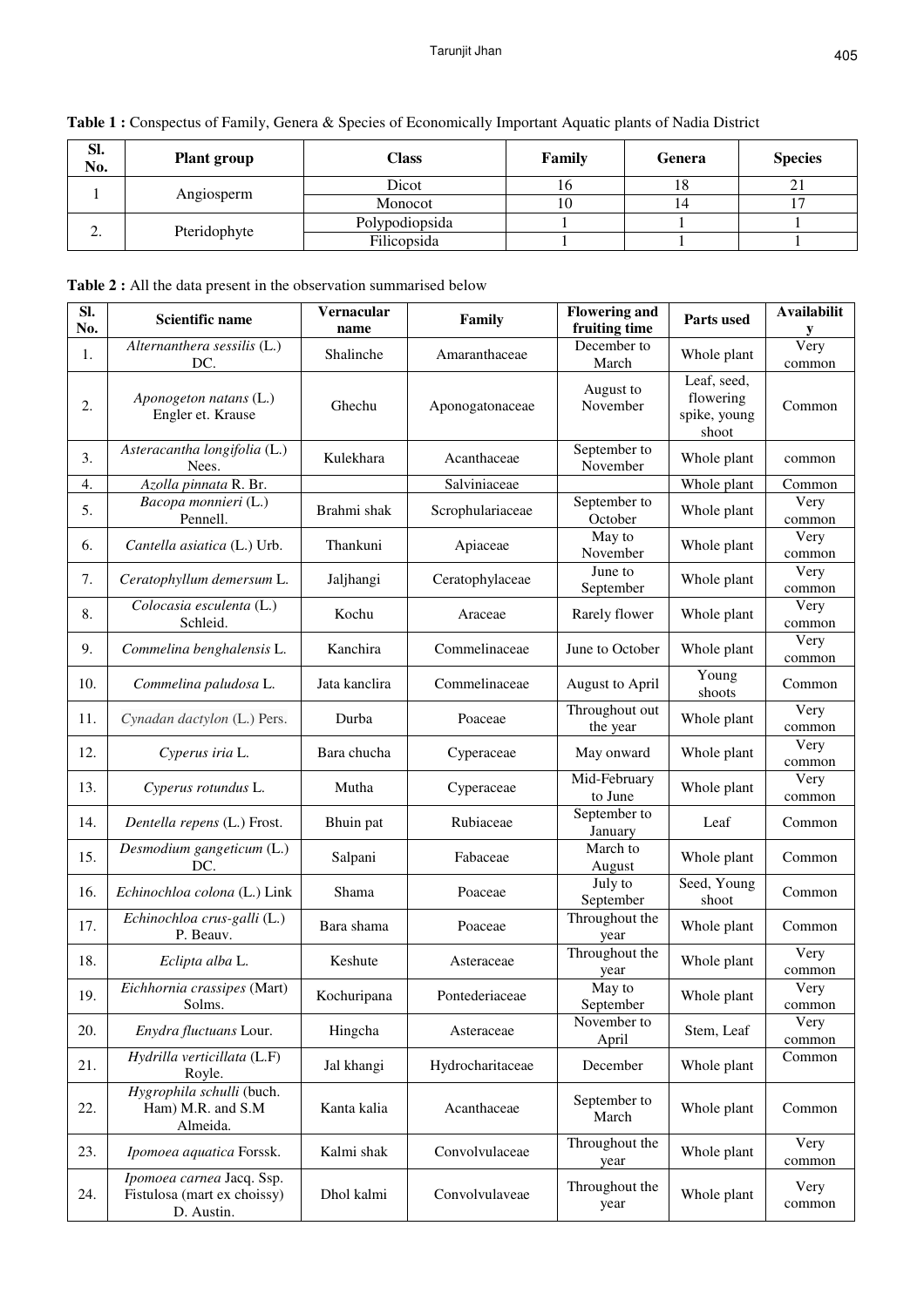**Table 1 :** Conspectus of Family, Genera & Species of Economically Important Aquatic plants of Nadia District

| Sl. No. | Plant group | Class | Family | Genera | Species |
|---|---|---|---|---|---|
| 1 | Angiosperm | Dicot | 16 | 18 | 21 |
| | | Monocot | 10 | 14 | 17 |
| 2. | Pteridophyte | Polypodiopsida | 1 | 1 | 1 |
| | | Filicopsida | 1 | 1 | 1 |

**Table 2 :** All the data present in the observation summarised below

| Sl. No. | Scientific name | Vernacular name | Family | Flowering and fruiting time | Parts used | Availability |
|---|---|---|---|---|---|---|
| 1. | *Alternanthera sessilis* (L.) DC. | Shalinche | Amaranthaceae | December to March | Whole plant | Very common |
| 2. | *Aponogeton natans* (L.) Engler et. Krause | Ghechu | Aponogatonaceae | August to November | Leaf, seed, flowering spike, young shoot | Common |
| 3. | *Asteracantha longifolia* (L.) Nees. | Kulekhara | Acanthaceae | September to November | Whole plant | common |
| 4. | *Azolla pinnata* R. Br. | | Salviniaceae | | Whole plant | Common |
| 5. | *Bacopa monnieri* (L.) Pennell. | Brahmi shak | Scrophulariaceae | September to October | Whole plant | Very common |
| 6. | *Cantella asiatica* (L.) Urb. | Thankuni | Apiaceae | May to November | Whole plant | Very common |
| 7. | *Ceratophyllum demersum* L. | Jaljhangi | Ceratophylaceae | June to September | Whole plant | Very common |
| 8. | *Colocasia esculenta* (L.) Schleid. | Kochu | Araceae | Rarely flower | Whole plant | Very common |
| 9. | *Commelina benghalensis* L. | Kanchira | Commelinaceae | June to October | Whole plant | Very common |
| 10. | *Commelina paludosa* L. | Jata kanclira | Commelinaceae | August to April | Young shoots | Common |
| 11. | *Cynadan dactylon* (L.) Pers. | Durba | Poaceae | Throughout out the year | Whole plant | Very common |
| 12. | *Cyperus iria* L. | Bara chucha | Cyperaceae | May onward | Whole plant | Very common |
| 13. | *Cyperus rotundus* L. | Mutha | Cyperaceae | Mid-February to June | Whole plant | Very common |
| 14. | *Dentella repens* (L.) Frost. | Bhuin pat | Rubiaceae | September to January | Leaf | Common |
| 15. | *Desmodium gangeticum* (L.) DC. | Salpani | Fabaceae | March to August | Whole plant | Common |
| 16. | *Echinochloa colona* (L.) Link | Shama | Poaceae | July to September | Seed, Young shoot | Common |
| 17. | *Echinochloa crus-galli* (L.) P. Beauv. | Bara shama | Poaceae | Throughout the year | Whole plant | Common |
| 18. | *Eclipta alba* L. | Keshute | Asteraceae | Throughout the year | Whole plant | Very common |
| 19. | *Eichhornia crassipes* (Mart) Solms. | Kochuripana | Pontederiaceae | May to September | Whole plant | Very common |
| 20. | *Enydra fluctuans* Lour. | Hingcha | Asteraceae | November to April | Stem, Leaf | Very common |
| 21. | *Hydrilla verticillata* (L.F) Royle. | Jal khangi | Hydrocharitaceae | December | Whole plant | Common |
| 22. | *Hygrophila schulli* (buch. Ham) M.R. and S.M Almeida. | Kanta kalia | Acanthaceae | September to March | Whole plant | Common |
| 23. | *Ipomoea aquatica* Forssk. | Kalmi shak | Convolvulaceae | Throughout the year | Whole plant | Very common |
| 24. | *Ipomoea carnea* Jacq. Ssp. Fistulosa (mart ex choissy) D. Austin. | Dhol kalmi | Convolvulaveae | Throughout the year | Whole plant | Very common |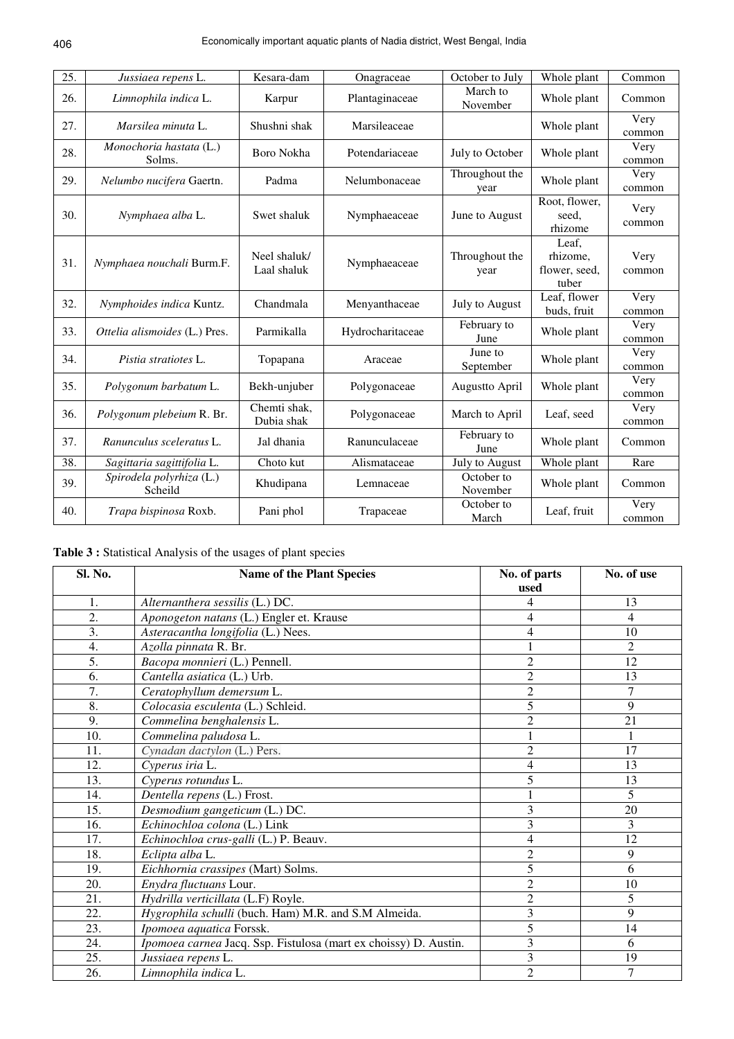| 25. | *Jussiaea repens* L. | Kesara-dam | Onagraceae | October to July | Whole plant | Common |
|---|---|---|---|---|---|---|
| 26. | *Limnophila indica* L. | Karpur | Plantaginaceae | March to November | Whole plant | Common |
| 27. | *Marsilea minuta* L. | Shushni shak | Marsileaceae | | Whole plant | Very common |
| 28. | *Monochoria hastata* (L.) Solms. | Boro Nokha | Potendariaceae | July to October | Whole plant | Very common |
| 29. | *Nelumbo nucifera* Gaertn. | Padma | Nelumbonaceae | Throughout the year | Whole plant | Very common |
| 30. | *Nymphaea alba* L. | Swet shaluk | Nymphaeaceae | June to August | Root, flower, seed, rhizome | Very common |
| 31. | *Nymphaea nouchali* Burm.F. | Neel shaluk/ Laal shaluk | Nymphaeaceae | Throughout the year | Leaf, rhizome, flower, seed, tuber | Very common |
| 32. | *Nymphoides indica* Kuntz. | Chandmala | Menyanthaceae | July to August | Leaf, flower buds, fruit | Very common |
| 33. | *Ottelia alismoides* (L.) Pres. | Parmikalla | Hydrocharitaceae | February to June | Whole plant | Very common |
| 34. | *Pistia stratiotes* L. | Topapana | Araceae | June to September | Whole plant | Very common |
| 35. | *Polygonum barbatum* L. | Bekh-unjuber | Polygonaceae | Augustto April | Whole plant | Very common |
| 36. | *Polygonum plebeium* R. Br. | Chemti shak, Dubia shak | Polygonaceae | March to April | Leaf, seed | Very common |
| 37. | *Ranunculus sceleratus* L. | Jal dhania | Ranunculaceae | February to June | Whole plant | Common |
| 38. | *Sagittaria sagittifolia* L. | Choto kut | Alismataceae | July to August | Whole plant | Rare |
| 39. | *Spirodela polyrhiza* (L.) Scheild | Khudipana | Lemnaceae | October to November | Whole plant | Common |
| 40. | *Trapa bispinosa* Roxb. | Pani phol | Trapaceae | October to March | Leaf, fruit | Very common |

**Table 3 :** Statistical Analysis of the usages of plant species

| Sl. No. | Name of the Plant Species | No. of parts used | No. of use |
|---|---|---|---|
| 1. | *Alternanthera sessilis* (L.) DC. | 4 | 13 |
| 2. | *Aponogeton natans* (L.) Engler et. Krause | 4 | 4 |
| 3. | *Asteracantha longifolia* (L.) Nees. | 4 | 10 |
| 4. | *Azolla pinnata* R. Br. | 1 | 2 |
| 5. | *Bacopa monnieri* (L.) Pennell. | 2 | 12 |
| 6. | *Cantella asiatica* (L.) Urb. | 2 | 13 |
| 7. | *Ceratophyllum demersum* L. | 2 | 7 |
| 8. | *Colocasia esculenta* (L.) Schleid. | 5 | 9 |
| 9. | *Commelina benghalensis* L. | 2 | 21 |
| 10. | *Commelina paludosa* L. | 1 | 1 |
| 11. | *Cynadan dactylon* (L.) Pers. | 2 | 17 |
| 12. | *Cyperus iria* L. | 4 | 13 |
| 13. | *Cyperus rotundus* L. | 5 | 13 |
| 14. | *Dentella repens* (L.) Frost. | 1 | 5 |
| 15. | *Desmodium gangeticum* (L.) DC. | 3 | 20 |
| 16. | *Echinochloa colona* (L.) Link | 3 | 3 |
| 17. | *Echinochloa crus-galli* (L.) P. Beauv. | 4 | 12 |
| 18. | *Eclipta alba* L. | 2 | 9 |
| 19. | *Eichhornia crassipes* (Mart) Solms. | 5 | 6 |
| 20. | *Enydra fluctuans* Lour. | 2 | 10 |
| 21. | *Hydrilla verticillata* (L.F) Royle. | 2 | 5 |
| 22. | *Hygrophila schulli* (buch. Ham) M.R. and S.M Almeida. | 3 | 9 |
| 23. | *Ipomoea aquatica* Forssk. | 5 | 14 |
| 24. | *Ipomoea carnea* Jacq. Ssp. Fistulosa (mart ex choissy) D. Austin. | 3 | 6 |
| 25. | *Jussiaea repens* L. | 3 | 19 |
| 26. | *Limnophila indica* L. | 2 | 7 |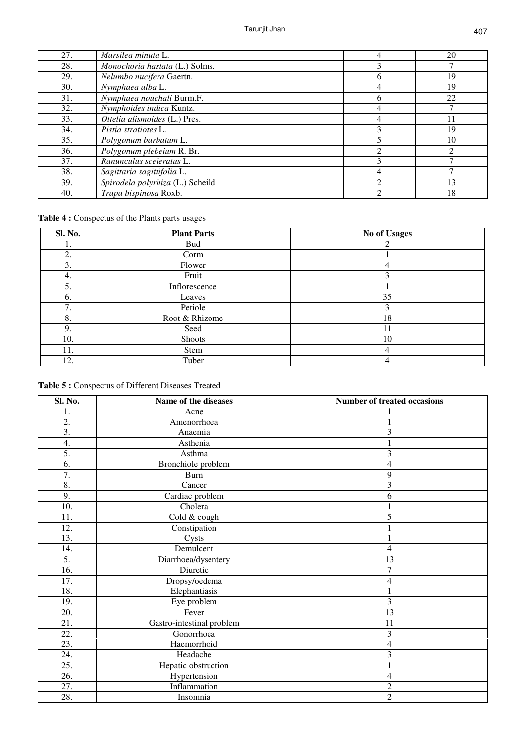| 27. | *Marsilea minuta* L. | 4 | 20 |
|---|---|---|---|
| 28. | *Monochoria hastata* (L.) Solms. | 3 | 7 |
| 29. | *Nelumbo nucifera* Gaertn. | 6 | 19 |
| 30. | *Nymphaea alba* L. | 4 | 19 |
| 31. | *Nymphaea nouchali* Burm.F. | 6 | 22 |
| 32. | *Nymphoides indica* Kuntz. | 4 | 7 |
| 33. | *Ottelia alismoides* (L.) Pres. | 4 | 11 |
| 34. | *Pistia stratiotes* L. | 3 | 19 |
| 35. | *Polygonum barbatum* L. | 5 | 10 |
| 36. | *Polygonum plebeium* R. Br. | 2 | 2 |
| 37. | *Ranunculus sceleratus* L. | 3 | 7 |
| 38. | *Sagittaria sagittifolia* L. | 4 | 7 |
| 39. | *Spirodela polyrhiza* (L.) Scheild | 2 | 13 |
| 40. | *Trapa bispinosa* Roxb. | 2 | 18 |

**Table 4 :** Conspectus of the Plants parts usages

| Sl. No. | Plant Parts | No of Usages |
|---|---|---|
| 1. | Bud | 2 |
| 2. | Corm | 1 |
| 3. | Flower | 4 |
| 4. | Fruit | 3 |
| 5. | Inflorescence | 1 |
| 6. | Leaves | 35 |
| 7. | Petiole | 3 |
| 8. | Root & Rhizome | 18 |
| 9. | Seed | 11 |
| 10. | Shoots | 10 |
| 11. | Stem | 4 |
| 12. | Tuber | 4 |

**Table 5 :** Conspectus of Different Diseases Treated

| Sl. No. | Name of the diseases | Number of treated occasions |
|---|---|---|
| 1. | Acne | 1 |
| 2. | Amenorrhoea | 1 |
| 3. | Anaemia | 3 |
| 4. | Asthenia | 1 |
| 5. | Asthma | 3 |
| 6. | Bronchiole problem | 4 |
| 7. | Burn | 9 |
| 8. | Cancer | 3 |
| 9. | Cardiac problem | 6 |
| 10. | Cholera | 1 |
| 11. | Cold & cough | 5 |
| 12. | Constipation | 1 |
| 13. | Cysts | 1 |
| 14. | Demulcent | 4 |
| 5. | Diarrhoea/dysentery | 13 |
| 16. | Diuretic | 7 |
| 17. | Dropsy/oedema | 4 |
| 18. | Elephantiasis | 1 |
| 19. | Eye problem | 3 |
| 20. | Fever | 13 |
| 21. | Gastro-intestinal problem | 11 |
| 22. | Gonorrhoea | 3 |
| 23. | Haemorrhoid | 4 |
| 24. | Headache | 3 |
| 25. | Hepatic obstruction | 1 |
| 26. | Hypertension | 4 |
| 27. | Inflammation | 2 |
| 28. | Insomnia | 2 |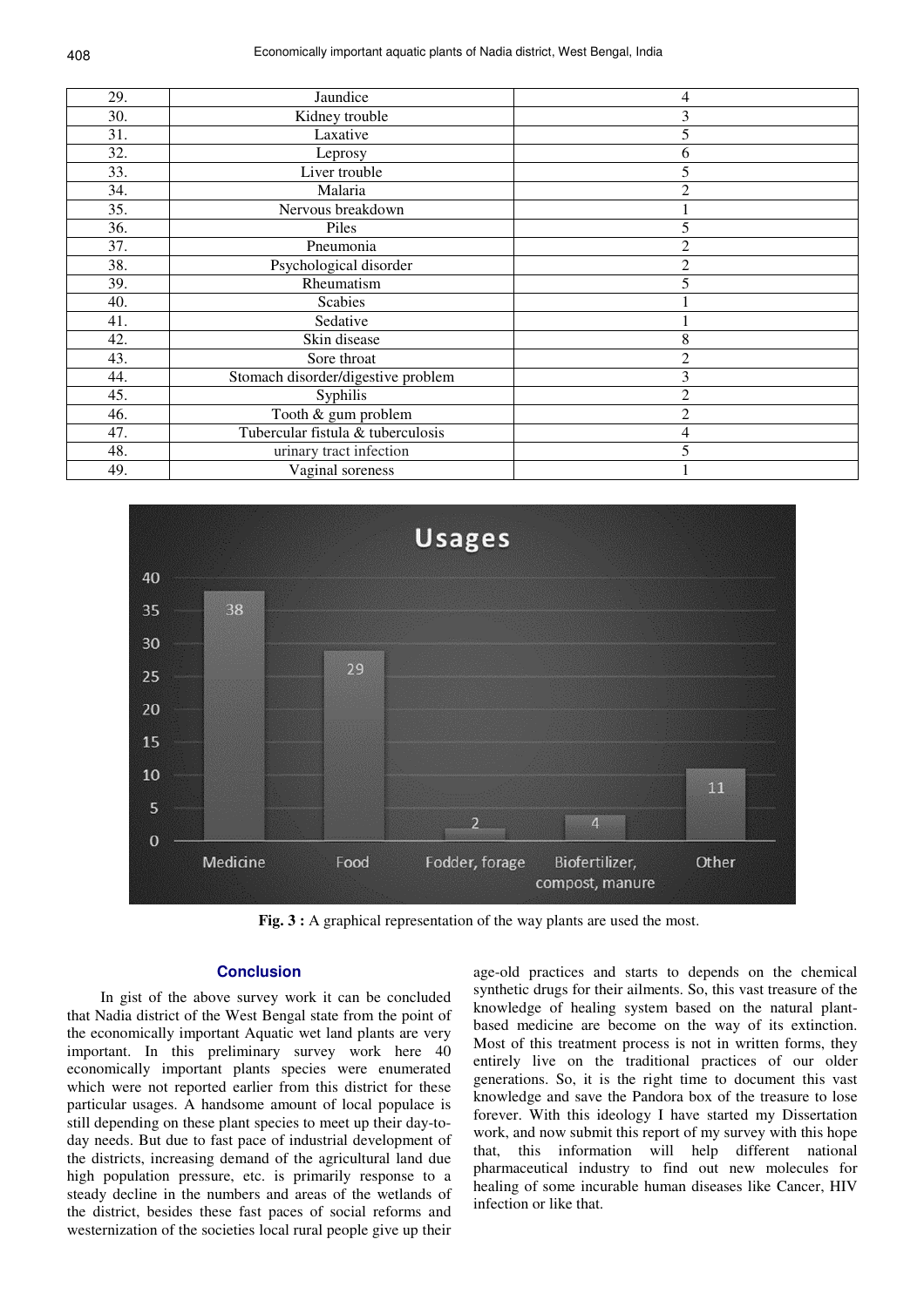| 29. | Jaundice | 4 |
|---|---|---|
| 30. | Kidney trouble | 3 |
| 31. | Laxative | 5 |
| 32. | Leprosy | 6 |
| 33. | Liver trouble | 5 |
| 34. | Malaria | 2 |
| 35. | Nervous breakdown | 1 |
| 36. | Piles | 5 |
| 37. | Pneumonia | 2 |
| 38. | Psychological disorder | 2 |
| 39. | Rheumatism | 5 |
| 40. | Scabies | 1 |
| 41. | Sedative | 1 |
| 42. | Skin disease | 8 |
| 43. | Sore throat | 2 |
| 44. | Stomach disorder/digestive problem | 3 |
| 45. | Syphilis | 2 |
| 46. | Tooth & gum problem | 2 |
| 47. | Tubercular fistula & tuberculosis | 4 |
| 48. | urinary tract infection | 5 |
| 49. | Vaginal soreness | 1 |

**Fig. 3 :** A graphical representation of the way plants are used the most.

## Conclusion

In gist of the above survey work it can be concluded that Nadia district of the West Bengal state from the point of the economically important Aquatic wet land plants are very important. In this preliminary survey work here 40 economically important plants species were enumerated which were not reported earlier from this district for these particular usages. A handsome amount of local populace is still depending on these plant species to meet up their day-to-day needs. But due to fast pace of industrial development of the districts, increasing demand of the agricultural land due high population pressure, etc. is primarily response to a steady decline in the numbers and areas of the wetlands of the district, besides these fast paces of social reforms and westernization of the societies local rural people give up their age-old practices and starts to depends on the chemical synthetic drugs for their ailments. So, this vast treasure of the knowledge of healing system based on the natural plant-based medicine are become on the way of its extinction. Most of this treatment process is not in written forms, they entirely live on the traditional practices of our older generations. So, it is the right time to document this vast knowledge and save the Pandora box of the treasure to lose forever. With this ideology I have started my Dissertation work, and now submit this report of my survey with this hope that, this information will help different national pharmaceutical industry to find out new molecules for healing of some incurable human diseases like Cancer, HIV infection or like that.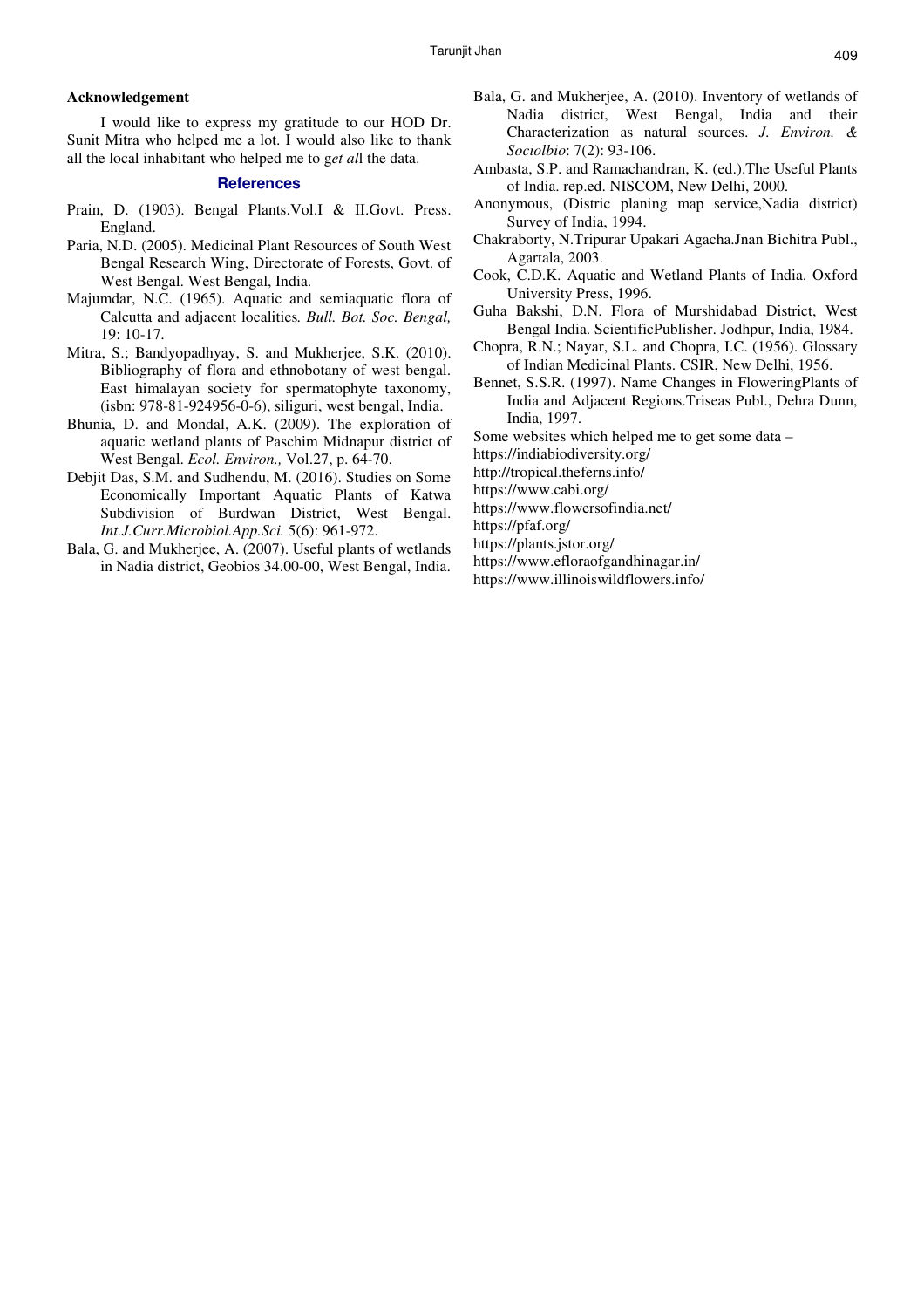## Acknowledgement

I would like to express my gratitude to our HOD Dr. Sunit Mitra who helped me a lot. I would also like to thank all the local inhabitant who helped me to g*et al*l the data.

## References

Prain, D. (1903). Bengal Plants.Vol.I & II.Govt. Press. England.

Paria, N.D. (2005). Medicinal Plant Resources of South West Bengal Research Wing, Directorate of Forests, Govt. of West Bengal. West Bengal, India.

Majumdar, N.C. (1965). Aquatic and semiaquatic flora of Calcutta and adjacent localities*. Bull. Bot. Soc. Bengal,* 19: 10-17.

Mitra, S.; Bandyopadhyay, S. and Mukherjee, S.K. (2010). Bibliography of flora and ethnobotany of west bengal. East himalayan society for spermatophyte taxonomy, (isbn: 978-81-924956-0-6), siliguri, west bengal, India.

Bhunia, D. and Mondal, A.K. (2009). The exploration of aquatic wetland plants of Paschim Midnapur district of West Bengal. *Ecol. Environ.,* Vol.27, p. 64-70.

Debjit Das, S.M. and Sudhendu, M. (2016). Studies on Some Economically Important Aquatic Plants of Katwa Subdivision of Burdwan District, West Bengal. *Int.J.Curr.Microbiol.App.Sci.* 5(6): 961-972.

Bala, G. and Mukherjee, A. (2007). Useful plants of wetlands in Nadia district, Geobios 34.00-00, West Bengal, India.

Bala, G. and Mukherjee, A. (2010). Inventory of wetlands of Nadia district, West Bengal, India and their Characterization as natural sources. *J. Environ. & Sociolbio*: 7(2): 93-106.

Ambasta, S.P. and Ramachandran, K. (ed.).The Useful Plants of India. rep.ed. NISCOM, New Delhi, 2000.

Anonymous, (Distric planing map service,Nadia district) Survey of India, 1994.

Chakraborty, N.Tripurar Upakari Agacha.Jnan Bichitra Publ., Agartala, 2003.

Cook, C.D.K. Aquatic and Wetland Plants of India. Oxford University Press, 1996.

Guha Bakshi, D.N. Flora of Murshidabad District, West Bengal India. ScientificPublisher. Jodhpur, India, 1984.

Chopra, R.N.; Nayar, S.L. and Chopra, I.C. (1956). Glossary of Indian Medicinal Plants. CSIR, New Delhi, 1956.

Bennet, S.S.R. (1997). Name Changes in FloweringPlants of India and Adjacent Regions.Triseas Publ., Dehra Dunn, India, 1997.

Some websites which helped me to get some data –

https://indiabiodiversity.org/

http://tropical.theferns.info/

https://www.cabi.org/

https://www.flowersofindia.net/

https://pfaf.org/

https://plants.jstor.org/

https://www.efloraofgandhinagar.in/

https://www.illinoiswildflowers.info/